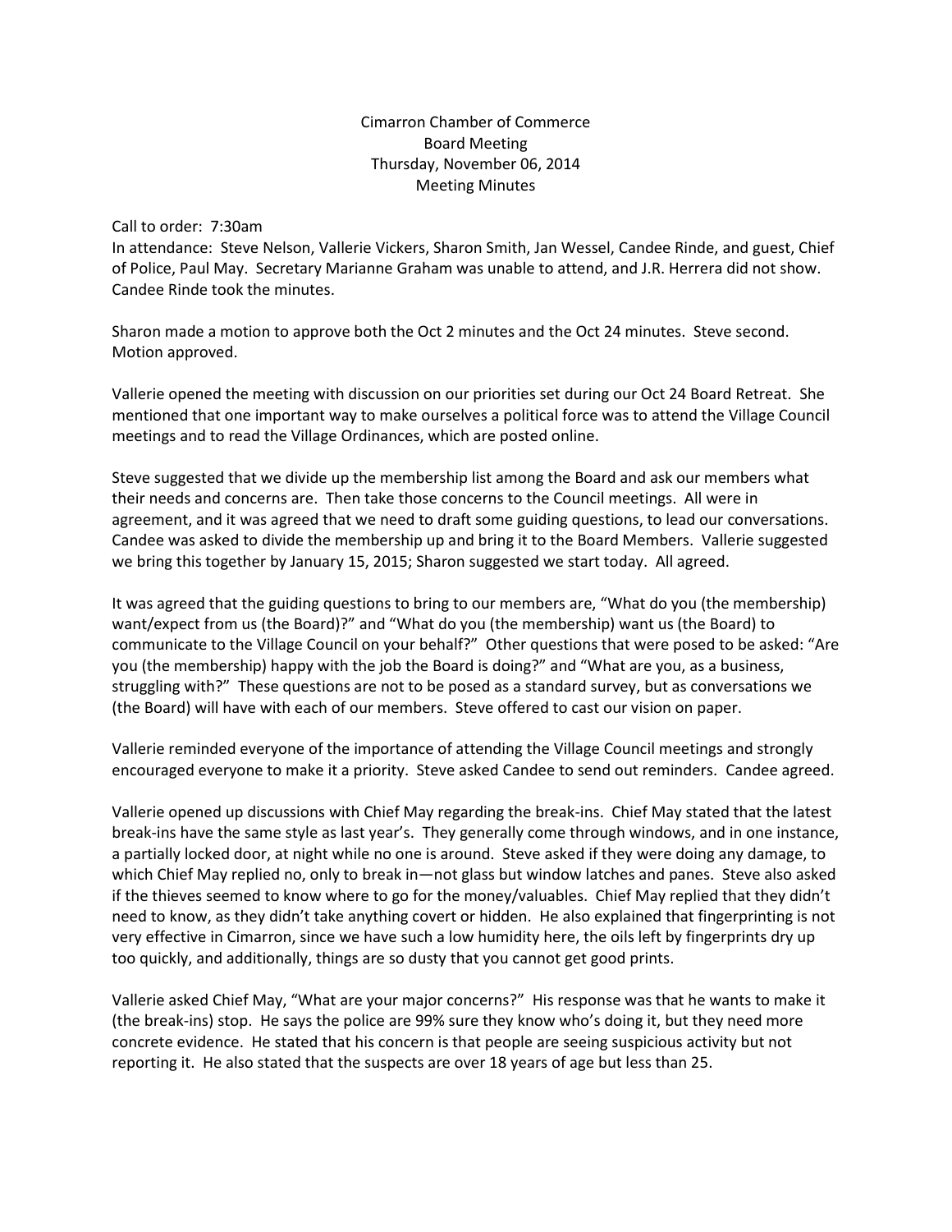Cimarron Chamber of Commerce
Board Meeting
Thursday, November 06, 2014
Meeting Minutes

Call to order: 7:30am
In attendance: Steve Nelson, Vallerie Vickers, Sharon Smith, Jan Wessel, Candee Rinde, and guest, Chief of Police, Paul May. Secretary Marianne Graham was unable to attend, and J.R. Herrera did not show. Candee Rinde took the minutes.

Sharon made a motion to approve both the Oct 2 minutes and the Oct 24 minutes. Steve second. Motion approved.

Vallerie opened the meeting with discussion on our priorities set during our Oct 24 Board Retreat. She mentioned that one important way to make ourselves a political force was to attend the Village Council meetings and to read the Village Ordinances, which are posted online.

Steve suggested that we divide up the membership list among the Board and ask our members what their needs and concerns are. Then take those concerns to the Council meetings. All were in agreement, and it was agreed that we need to draft some guiding questions, to lead our conversations. Candee was asked to divide the membership up and bring it to the Board Members. Vallerie suggested we bring this together by January 15, 2015; Sharon suggested we start today. All agreed.

It was agreed that the guiding questions to bring to our members are, "What do you (the membership) want/expect from us (the Board)?" and "What do you (the membership) want us (the Board) to communicate to the Village Council on your behalf?" Other questions that were posed to be asked: "Are you (the membership) happy with the job the Board is doing?" and "What are you, as a business, struggling with?" These questions are not to be posed as a standard survey, but as conversations we (the Board) will have with each of our members. Steve offered to cast our vision on paper.

Vallerie reminded everyone of the importance of attending the Village Council meetings and strongly encouraged everyone to make it a priority. Steve asked Candee to send out reminders. Candee agreed.

Vallerie opened up discussions with Chief May regarding the break-ins. Chief May stated that the latest break-ins have the same style as last year's. They generally come through windows, and in one instance, a partially locked door, at night while no one is around. Steve asked if they were doing any damage, to which Chief May replied no, only to break in—not glass but window latches and panes. Steve also asked if the thieves seemed to know where to go for the money/valuables. Chief May replied that they didn't need to know, as they didn't take anything covert or hidden. He also explained that fingerprinting is not very effective in Cimarron, since we have such a low humidity here, the oils left by fingerprints dry up too quickly, and additionally, things are so dusty that you cannot get good prints.

Vallerie asked Chief May, "What are your major concerns?" His response was that he wants to make it (the break-ins) stop. He says the police are 99% sure they know who's doing it, but they need more concrete evidence. He stated that his concern is that people are seeing suspicious activity but not reporting it. He also stated that the suspects are over 18 years of age but less than 25.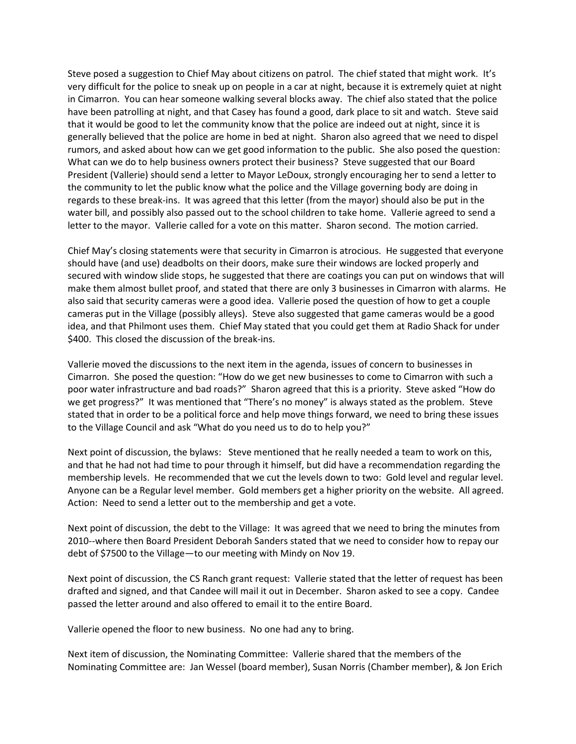Steve posed a suggestion to Chief May about citizens on patrol. The chief stated that might work. It's very difficult for the police to sneak up on people in a car at night, because it is extremely quiet at night in Cimarron. You can hear someone walking several blocks away. The chief also stated that the police have been patrolling at night, and that Casey has found a good, dark place to sit and watch. Steve said that it would be good to let the community know that the police are indeed out at night, since it is generally believed that the police are home in bed at night. Sharon also agreed that we need to dispel rumors, and asked about how can we get good information to the public. She also posed the question: What can we do to help business owners protect their business? Steve suggested that our Board President (Vallerie) should send a letter to Mayor LeDoux, strongly encouraging her to send a letter to the community to let the public know what the police and the Village governing body are doing in regards to these break-ins. It was agreed that this letter (from the mayor) should also be put in the water bill, and possibly also passed out to the school children to take home. Vallerie agreed to send a letter to the mayor. Vallerie called for a vote on this matter. Sharon second. The motion carried.

Chief May's closing statements were that security in Cimarron is atrocious. He suggested that everyone should have (and use) deadbolts on their doors, make sure their windows are locked properly and secured with window slide stops, he suggested that there are coatings you can put on windows that will make them almost bullet proof, and stated that there are only 3 businesses in Cimarron with alarms. He also said that security cameras were a good idea. Vallerie posed the question of how to get a couple cameras put in the Village (possibly alleys). Steve also suggested that game cameras would be a good idea, and that Philmont uses them. Chief May stated that you could get them at Radio Shack for under $400. This closed the discussion of the break-ins.

Vallerie moved the discussions to the next item in the agenda, issues of concern to businesses in Cimarron. She posed the question: "How do we get new businesses to come to Cimarron with such a poor water infrastructure and bad roads?" Sharon agreed that this is a priority. Steve asked "How do we get progress?" It was mentioned that "There's no money" is always stated as the problem. Steve stated that in order to be a political force and help move things forward, we need to bring these issues to the Village Council and ask "What do you need us to do to help you?"

Next point of discussion, the bylaws: Steve mentioned that he really needed a team to work on this, and that he had not had time to pour through it himself, but did have a recommendation regarding the membership levels. He recommended that we cut the levels down to two: Gold level and regular level. Anyone can be a Regular level member. Gold members get a higher priority on the website. All agreed. Action: Need to send a letter out to the membership and get a vote.

Next point of discussion, the debt to the Village: It was agreed that we need to bring the minutes from 2010--where then Board President Deborah Sanders stated that we need to consider how to repay our debt of $7500 to the Village—to our meeting with Mindy on Nov 19.

Next point of discussion, the CS Ranch grant request: Vallerie stated that the letter of request has been drafted and signed, and that Candee will mail it out in December. Sharon asked to see a copy. Candee passed the letter around and also offered to email it to the entire Board.

Vallerie opened the floor to new business. No one had any to bring.

Next item of discussion, the Nominating Committee: Vallerie shared that the members of the Nominating Committee are: Jan Wessel (board member), Susan Norris (Chamber member), & Jon Erich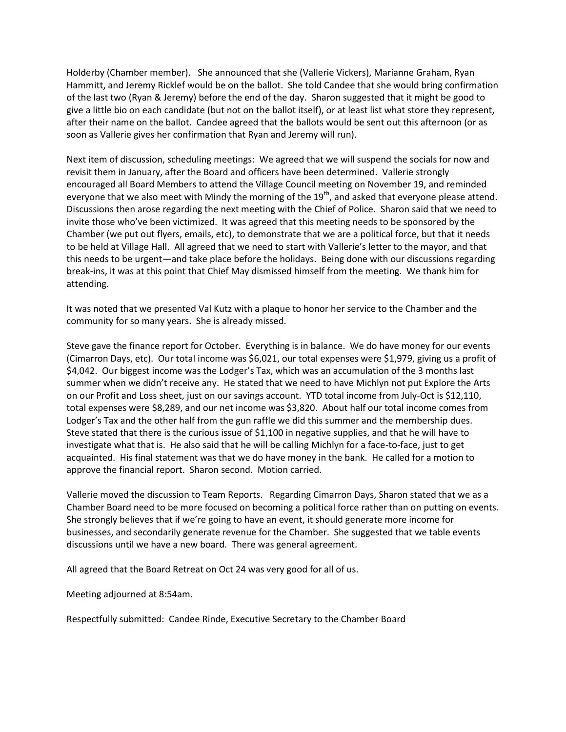Holderby (Chamber member). She announced that she (Vallerie Vickers), Marianne Graham, Ryan Hammitt, and Jeremy Ricklef would be on the ballot. She told Candee that she would bring confirmation of the last two (Ryan & Jeremy) before the end of the day. Sharon suggested that it might be good to give a little bio on each candidate (but not on the ballot itself), or at least list what store they represent, after their name on the ballot. Candee agreed that the ballots would be sent out this afternoon (or as soon as Vallerie gives her confirmation that Ryan and Jeremy will run).

Next item of discussion, scheduling meetings: We agreed that we will suspend the socials for now and revisit them in January, after the Board and officers have been determined. Vallerie strongly encouraged all Board Members to attend the Village Council meeting on November 19, and reminded everyone that we also meet with Mindy the morning of the 19th, and asked that everyone please attend. Discussions then arose regarding the next meeting with the Chief of Police. Sharon said that we need to invite those who've been victimized. It was agreed that this meeting needs to be sponsored by the Chamber (we put out flyers, emails, etc), to demonstrate that we are a political force, but that it needs to be held at Village Hall. All agreed that we need to start with Vallerie's letter to the mayor, and that this needs to be urgent—and take place before the holidays. Being done with our discussions regarding break-ins, it was at this point that Chief May dismissed himself from the meeting. We thank him for attending.

It was noted that we presented Val Kutz with a plaque to honor her service to the Chamber and the community for so many years. She is already missed.

Steve gave the finance report for October. Everything is in balance. We do have money for our events (Cimarron Days, etc). Our total income was $6,021, our total expenses were $1,979, giving us a profit of $4,042. Our biggest income was the Lodger's Tax, which was an accumulation of the 3 months last summer when we didn't receive any. He stated that we need to have Michlyn not put Explore the Arts on our Profit and Loss sheet, just on our savings account. YTD total income from July-Oct is $12,110, total expenses were $8,289, and our net income was $3,820. About half our total income comes from Lodger's Tax and the other half from the gun raffle we did this summer and the membership dues. Steve stated that there is the curious issue of $1,100 in negative supplies, and that he will have to investigate what that is. He also said that he will be calling Michlyn for a face-to-face, just to get acquainted. His final statement was that we do have money in the bank. He called for a motion to approve the financial report. Sharon second. Motion carried.

Vallerie moved the discussion to Team Reports. Regarding Cimarron Days, Sharon stated that we as a Chamber Board need to be more focused on becoming a political force rather than on putting on events. She strongly believes that if we're going to have an event, it should generate more income for businesses, and secondarily generate revenue for the Chamber. She suggested that we table events discussions until we have a new board. There was general agreement.

All agreed that the Board Retreat on Oct 24 was very good for all of us.

Meeting adjourned at 8:54am.

Respectfully submitted: Candee Rinde, Executive Secretary to the Chamber Board